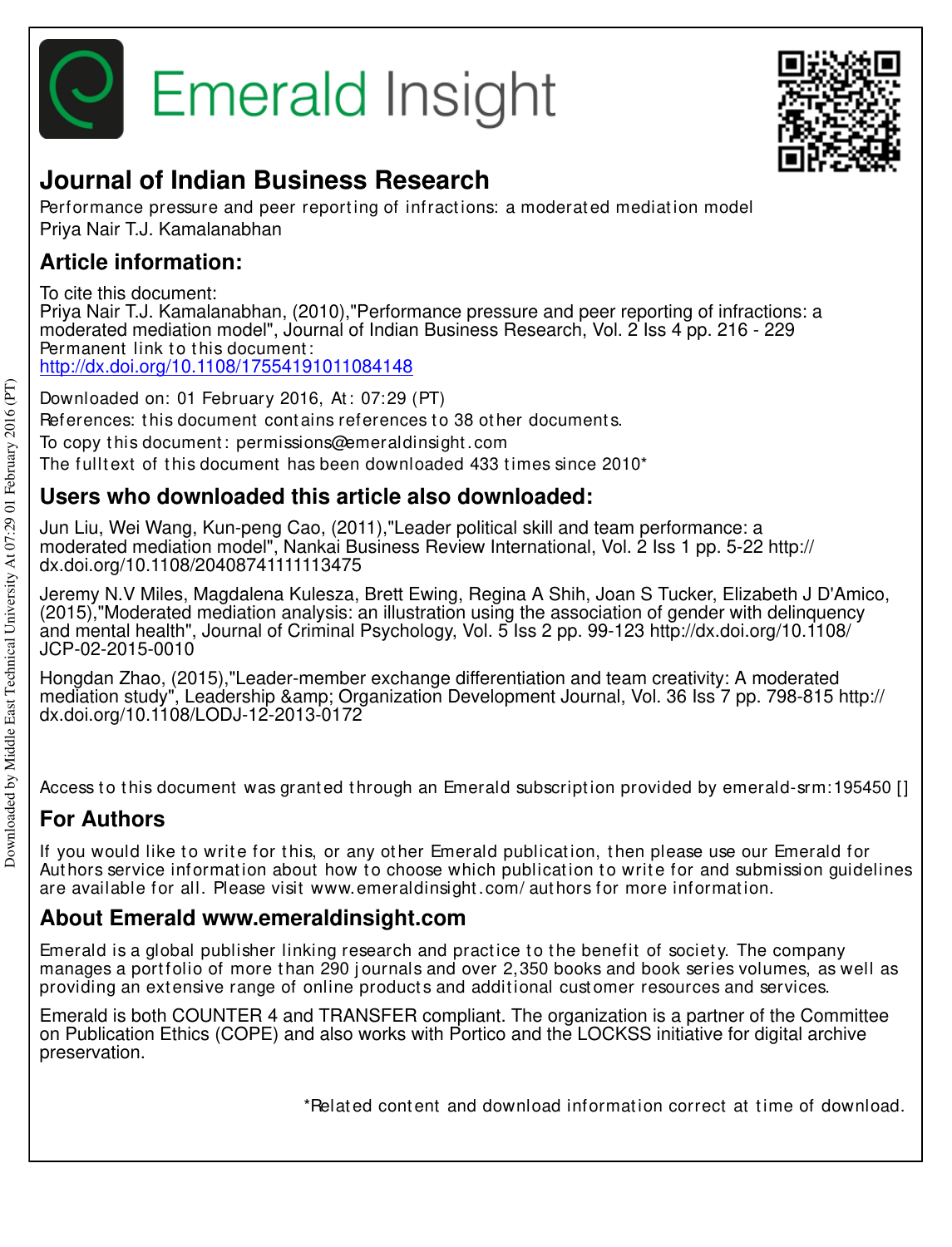# Emerald Insight

## Journal of Indian Business Research

Performance pressure and peer reporting of infractions: a moderated mediation model
Priya Nair T.J. Kamalanabhan

## Article information:

To cite this document:
Priya Nair T.J. Kamalanabhan, (2010),"Performance pressure and peer reporting of infractions: a moderated mediation model", Journal of Indian Business Research, Vol. 2 Iss 4 pp. 216 - 229
Permanent link to this document:
http://dx.doi.org/10.1108/17554191011084148

Downloaded on: 01 February 2016, At: 07:29 (PT)
References: this document contains references to 38 other documents.
To copy this document: permissions@emeraldinsight.com
The fulltext of this document has been downloaded 433 times since 2010*

## Users who downloaded this article also downloaded:

Jun Liu, Wei Wang, Kun-peng Cao, (2011),"Leader political skill and team performance: a moderated mediation model", Nankai Business Review International, Vol. 2 Iss 1 pp. 5-22 http://dx.doi.org/10.1108/20408741111113475

Jeremy N.V Miles, Magdalena Kulesza, Brett Ewing, Regina A Shih, Joan S Tucker, Elizabeth J D'Amico, (2015),"Moderated mediation analysis: an illustration using the association of gender with delinquency and mental health", Journal of Criminal Psychology, Vol. 5 Iss 2 pp. 99-123 http://dx.doi.org/10.1108/JCP-02-2015-0010

Hongdan Zhao, (2015),"Leader-member exchange differentiation and team creativity: A moderated mediation study", Leadership &amp; Organization Development Journal, Vol. 36 Iss 7 pp. 798-815 http://dx.doi.org/10.1108/LODJ-12-2013-0172

Access to this document was granted through an Emerald subscription provided by emerald-srm:195450 []

## For Authors

If you would like to write for this, or any other Emerald publication, then please use our Emerald for Authors service information about how to choose which publication to write for and submission guidelines are available for all. Please visit www.emeraldinsight.com/authors for more information.

## About Emerald www.emeraldinsight.com

Emerald is a global publisher linking research and practice to the benefit of society. The company manages a portfolio of more than 290 journals and over 2,350 books and book series volumes, as well as providing an extensive range of online products and additional customer resources and services.

Emerald is both COUNTER 4 and TRANSFER compliant. The organization is a partner of the Committee on Publication Ethics (COPE) and also works with Portico and the LOCKSS initiative for digital archive preservation.

*Related content and download information correct at time of download.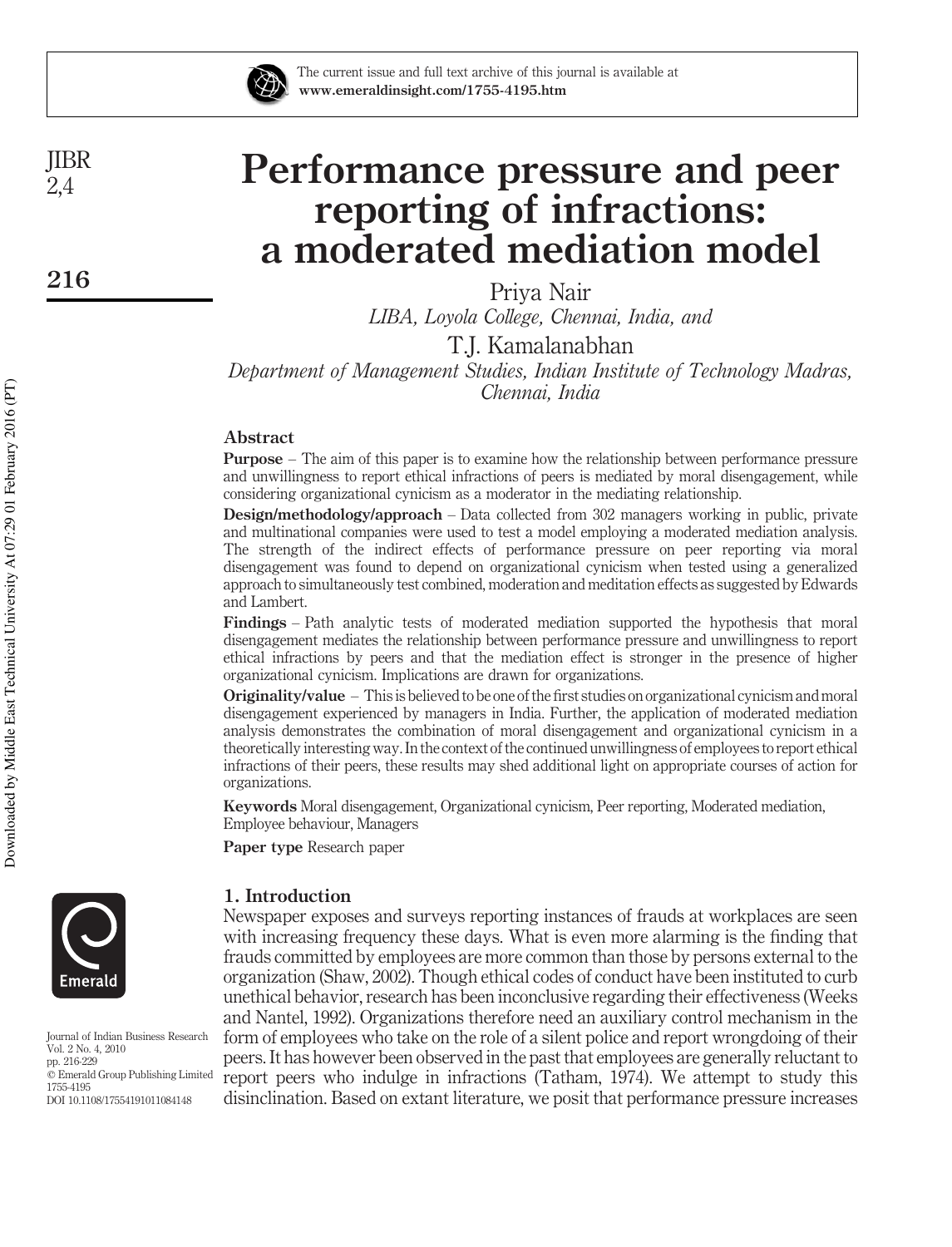# Performance pressure and peer reporting of infractions: a moderated mediation model

Priya Nair

*LIBA, Loyola College, Chennai, India, and*

T.J. Kamalanabhan

*Department of Management Studies, Indian Institute of Technology Madras, Chennai, India*

## Abstract

**Purpose** – The aim of this paper is to examine how the relationship between performance pressure and unwillingness to report ethical infractions of peers is mediated by moral disengagement, while considering organizational cynicism as a moderator in the mediating relationship.

**Design/methodology/approach** – Data collected from 302 managers working in public, private and multinational companies were used to test a model employing a moderated mediation analysis. The strength of the indirect effects of performance pressure on peer reporting via moral disengagement was found to depend on organizational cynicism when tested using a generalized approach to simultaneously test combined, moderation and meditation effects as suggested by Edwards and Lambert.

**Findings** – Path analytic tests of moderated mediation supported the hypothesis that moral disengagement mediates the relationship between performance pressure and unwillingness to report ethical infractions by peers and that the mediation effect is stronger in the presence of higher organizational cynicism. Implications are drawn for organizations.

**Originality/value** – This is believed to be one of the first studies on organizational cynicism and moral disengagement experienced by managers in India. Further, the application of moderated mediation analysis demonstrates the combination of moral disengagement and organizational cynicism in a theoretically interesting way. In the context of the continued unwillingness of employees to report ethical infractions of their peers, these results may shed additional light on appropriate courses of action for organizations.

**Keywords** Moral disengagement, Organizational cynicism, Peer reporting, Moderated mediation, Employee behaviour, Managers

**Paper type** Research paper

## 1. Introduction

Newspaper exposes and surveys reporting instances of frauds at workplaces are seen with increasing frequency these days. What is even more alarming is the finding that frauds committed by employees are more common than those by persons external to the organization (Shaw, 2002). Though ethical codes of conduct have been instituted to curb unethical behavior, research has been inconclusive regarding their effectiveness (Weeks and Nantel, 1992). Organizations therefore need an auxiliary control mechanism in the form of employees who take on the role of a silent police and report wrongdoing of their peers. It has however been observed in the past that employees are generally reluctant to report peers who indulge in infractions (Tatham, 1974). We attempt to study this disinclination. Based on extant literature, we posit that performance pressure increases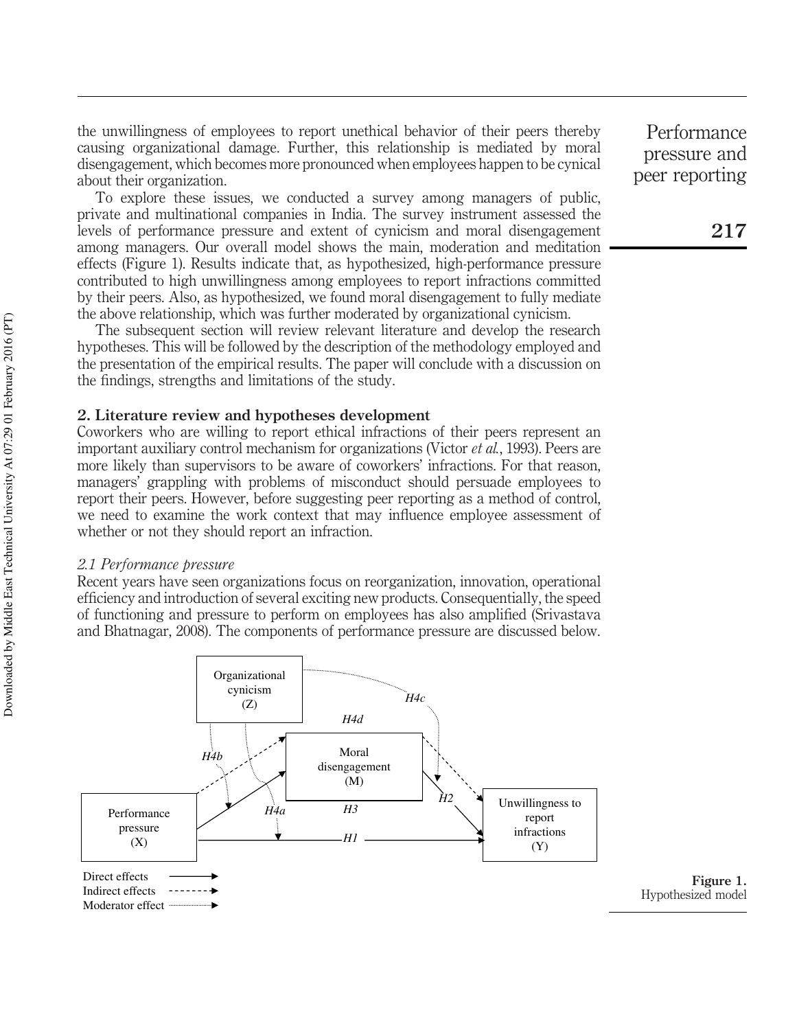the unwillingness of employees to report unethical behavior of their peers thereby causing organizational damage. Further, this relationship is mediated by moral disengagement, which becomes more pronounced when employees happen to be cynical about their organization.

To explore these issues, we conducted a survey among managers of public, private and multinational companies in India. The survey instrument assessed the levels of performance pressure and extent of cynicism and moral disengagement among managers. Our overall model shows the main, moderation and meditation effects (Figure 1). Results indicate that, as hypothesized, high-performance pressure contributed to high unwillingness among employees to report infractions committed by their peers. Also, as hypothesized, we found moral disengagement to fully mediate the above relationship, which was further moderated by organizational cynicism.

The subsequent section will review relevant literature and develop the research hypotheses. This will be followed by the description of the methodology employed and the presentation of the empirical results. The paper will conclude with a discussion on the findings, strengths and limitations of the study.

## 2. Literature review and hypotheses development

Coworkers who are willing to report ethical infractions of their peers represent an important auxiliary control mechanism for organizations (Victor *et al.*, 1993). Peers are more likely than supervisors to be aware of coworkers' infractions. For that reason, managers' grappling with problems of misconduct should persuade employees to report their peers. However, before suggesting peer reporting as a method of control, we need to examine the work context that may influence employee assessment of whether or not they should report an infraction.

### *2.1 Performance pressure*

Recent years have seen organizations focus on reorganization, innovation, operational efficiency and introduction of several exciting new products. Consequentially, the speed of functioning and pressure to perform on employees has also amplified (Srivastava and Bhatnagar, 2008). The components of performance pressure are discussed below.

Organizational cynicism (Z)

Moral disengagement (M)

Performance pressure (X)

Unwillingness to report infractions (Y)

H1, H2, H3, H4a, H4b, H4c, H4d

Direct effects
Indirect effects
Moderator effect

**Figure 1.** Hypothesized model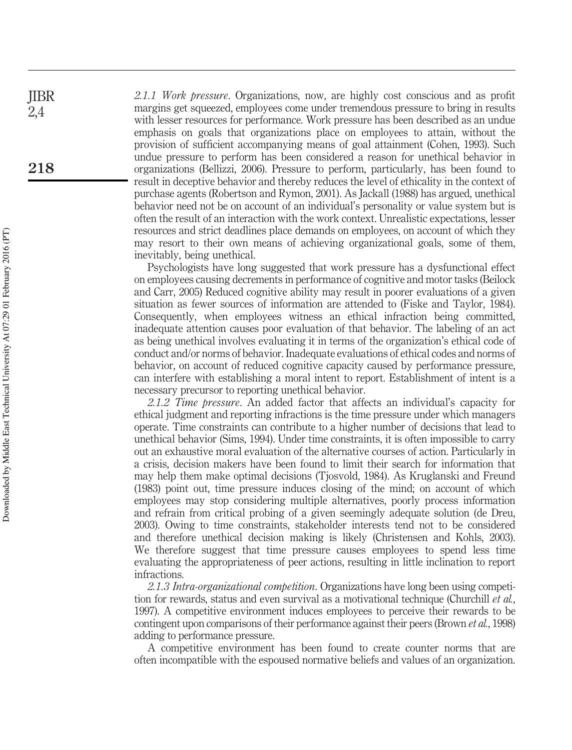*2.1.1 Work pressure*. Organizations, now, are highly cost conscious and as profit margins get squeezed, employees come under tremendous pressure to bring in results with lesser resources for performance. Work pressure has been described as an undue emphasis on goals that organizations place on employees to attain, without the provision of sufficient accompanying means of goal attainment (Cohen, 1993). Such undue pressure to perform has been considered a reason for unethical behavior in organizations (Bellizzi, 2006). Pressure to perform, particularly, has been found to result in deceptive behavior and thereby reduces the level of ethicality in the context of purchase agents (Robertson and Rymon, 2001). As Jackall (1988) has argued, unethical behavior need not be on account of an individual's personality or value system but is often the result of an interaction with the work context. Unrealistic expectations, lesser resources and strict deadlines place demands on employees, on account of which they may resort to their own means of achieving organizational goals, some of them, inevitably, being unethical.

Psychologists have long suggested that work pressure has a dysfunctional effect on employees causing decrements in performance of cognitive and motor tasks (Beilock and Carr, 2005) Reduced cognitive ability may result in poorer evaluations of a given situation as fewer sources of information are attended to (Fiske and Taylor, 1984). Consequently, when employees witness an ethical infraction being committed, inadequate attention causes poor evaluation of that behavior. The labeling of an act as being unethical involves evaluating it in terms of the organization's ethical code of conduct and/or norms of behavior. Inadequate evaluations of ethical codes and norms of behavior, on account of reduced cognitive capacity caused by performance pressure, can interfere with establishing a moral intent to report. Establishment of intent is a necessary precursor to reporting unethical behavior.

*2.1.2 Time pressure*. An added factor that affects an individual's capacity for ethical judgment and reporting infractions is the time pressure under which managers operate. Time constraints can contribute to a higher number of decisions that lead to unethical behavior (Sims, 1994). Under time constraints, it is often impossible to carry out an exhaustive moral evaluation of the alternative courses of action. Particularly in a crisis, decision makers have been found to limit their search for information that may help them make optimal decisions (Tjosvold, 1984). As Kruglanski and Freund (1983) point out, time pressure induces closing of the mind; on account of which employees may stop considering multiple alternatives, poorly process information and refrain from critical probing of a given seemingly adequate solution (de Dreu, 2003). Owing to time constraints, stakeholder interests tend not to be considered and therefore unethical decision making is likely (Christensen and Kohls, 2003). We therefore suggest that time pressure causes employees to spend less time evaluating the appropriateness of peer actions, resulting in little inclination to report infractions.

*2.1.3 Intra-organizational competition*. Organizations have long been using competition for rewards, status and even survival as a motivational technique (Churchill *et al.*, 1997). A competitive environment induces employees to perceive their rewards to be contingent upon comparisons of their performance against their peers (Brown *et al.*, 1998) adding to performance pressure.

A competitive environment has been found to create counter norms that are often incompatible with the espoused normative beliefs and values of an organization.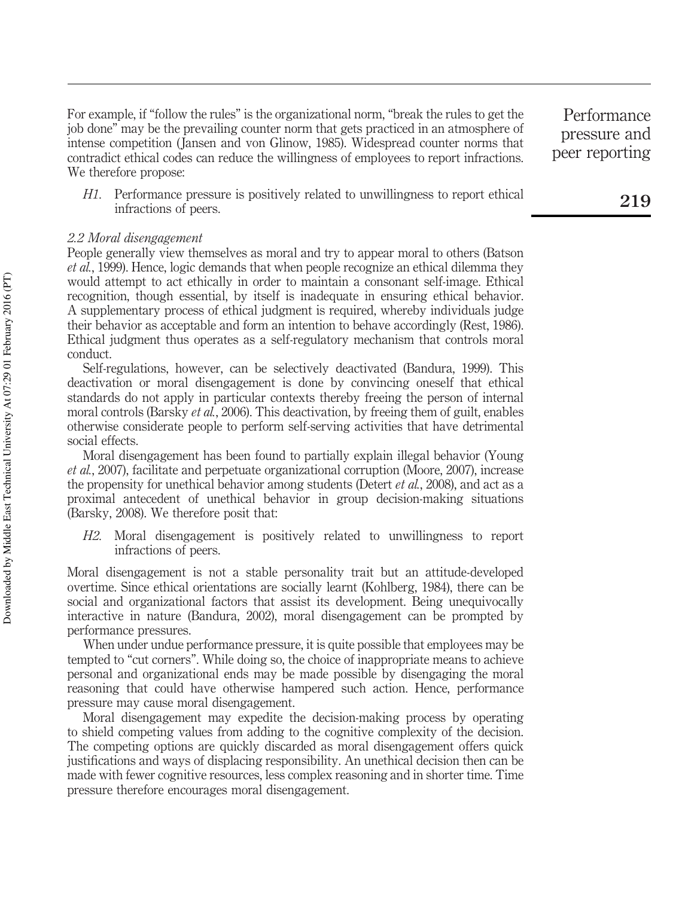For example, if "follow the rules" is the organizational norm, "break the rules to get the job done" may be the prevailing counter norm that gets practiced in an atmosphere of intense competition (Jansen and von Glinow, 1985). Widespread counter norms that contradict ethical codes can reduce the willingness of employees to report infractions. We therefore propose:

> *H1*. Performance pressure is positively related to unwillingness to report ethical infractions of peers.

### *2.2 Moral disengagement*

People generally view themselves as moral and try to appear moral to others (Batson *et al.*, 1999). Hence, logic demands that when people recognize an ethical dilemma they would attempt to act ethically in order to maintain a consonant self-image. Ethical recognition, though essential, by itself is inadequate in ensuring ethical behavior. A supplementary process of ethical judgment is required, whereby individuals judge their behavior as acceptable and form an intention to behave accordingly (Rest, 1986). Ethical judgment thus operates as a self-regulatory mechanism that controls moral conduct.

Self-regulations, however, can be selectively deactivated (Bandura, 1999). This deactivation or moral disengagement is done by convincing oneself that ethical standards do not apply in particular contexts thereby freeing the person of internal moral controls (Barsky *et al.*, 2006). This deactivation, by freeing them of guilt, enables otherwise considerate people to perform self-serving activities that have detrimental social effects.

Moral disengagement has been found to partially explain illegal behavior (Young *et al.*, 2007), facilitate and perpetuate organizational corruption (Moore, 2007), increase the propensity for unethical behavior among students (Detert *et al.*, 2008), and act as a proximal antecedent of unethical behavior in group decision-making situations (Barsky, 2008). We therefore posit that:

> *H2*. Moral disengagement is positively related to unwillingness to report infractions of peers.

Moral disengagement is not a stable personality trait but an attitude-developed overtime. Since ethical orientations are socially learnt (Kohlberg, 1984), there can be social and organizational factors that assist its development. Being unequivocally interactive in nature (Bandura, 2002), moral disengagement can be prompted by performance pressures.

When under undue performance pressure, it is quite possible that employees may be tempted to "cut corners". While doing so, the choice of inappropriate means to achieve personal and organizational ends may be made possible by disengaging the moral reasoning that could have otherwise hampered such action. Hence, performance pressure may cause moral disengagement.

Moral disengagement may expedite the decision-making process by operating to shield competing values from adding to the cognitive complexity of the decision. The competing options are quickly discarded as moral disengagement offers quick justifications and ways of displacing responsibility. An unethical decision then can be made with fewer cognitive resources, less complex reasoning and in shorter time. Time pressure therefore encourages moral disengagement.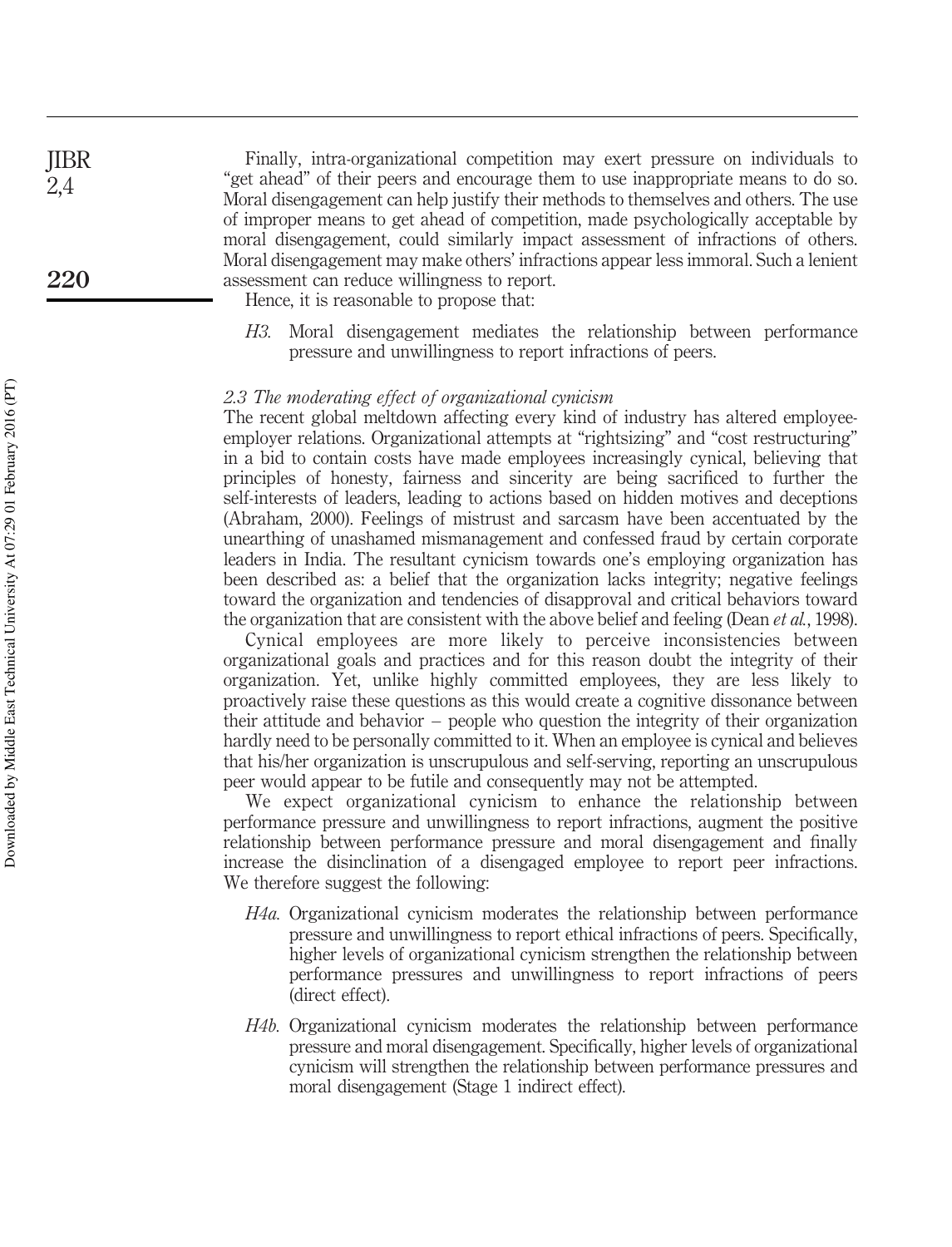Finally, intra-organizational competition may exert pressure on individuals to "get ahead" of their peers and encourage them to use inappropriate means to do so. Moral disengagement can help justify their methods to themselves and others. The use of improper means to get ahead of competition, made psychologically acceptable by moral disengagement, could similarly impact assessment of infractions of others. Moral disengagement may make others' infractions appear less immoral. Such a lenient assessment can reduce willingness to report.

Hence, it is reasonable to propose that:

*H3.* Moral disengagement mediates the relationship between performance pressure and unwillingness to report infractions of peers.

### *2.3 The moderating effect of organizational cynicism*

The recent global meltdown affecting every kind of industry has altered employee-employer relations. Organizational attempts at "rightsizing" and "cost restructuring" in a bid to contain costs have made employees increasingly cynical, believing that principles of honesty, fairness and sincerity are being sacrificed to further the self-interests of leaders, leading to actions based on hidden motives and deceptions (Abraham, 2000). Feelings of mistrust and sarcasm have been accentuated by the unearthing of unashamed mismanagement and confessed fraud by certain corporate leaders in India. The resultant cynicism towards one's employing organization has been described as: a belief that the organization lacks integrity; negative feelings toward the organization and tendencies of disapproval and critical behaviors toward the organization that are consistent with the above belief and feeling (Dean *et al.*, 1998).

Cynical employees are more likely to perceive inconsistencies between organizational goals and practices and for this reason doubt the integrity of their organization. Yet, unlike highly committed employees, they are less likely to proactively raise these questions as this would create a cognitive dissonance between their attitude and behavior – people who question the integrity of their organization hardly need to be personally committed to it. When an employee is cynical and believes that his/her organization is unscrupulous and self-serving, reporting an unscrupulous peer would appear to be futile and consequently may not be attempted.

We expect organizational cynicism to enhance the relationship between performance pressure and unwillingness to report infractions, augment the positive relationship between performance pressure and moral disengagement and finally increase the disinclination of a disengaged employee to report peer infractions. We therefore suggest the following:

*H4a.* Organizational cynicism moderates the relationship between performance pressure and unwillingness to report ethical infractions of peers. Specifically, higher levels of organizational cynicism strengthen the relationship between performance pressures and unwillingness to report infractions of peers (direct effect).

*H4b.* Organizational cynicism moderates the relationship between performance pressure and moral disengagement. Specifically, higher levels of organizational cynicism will strengthen the relationship between performance pressures and moral disengagement (Stage 1 indirect effect).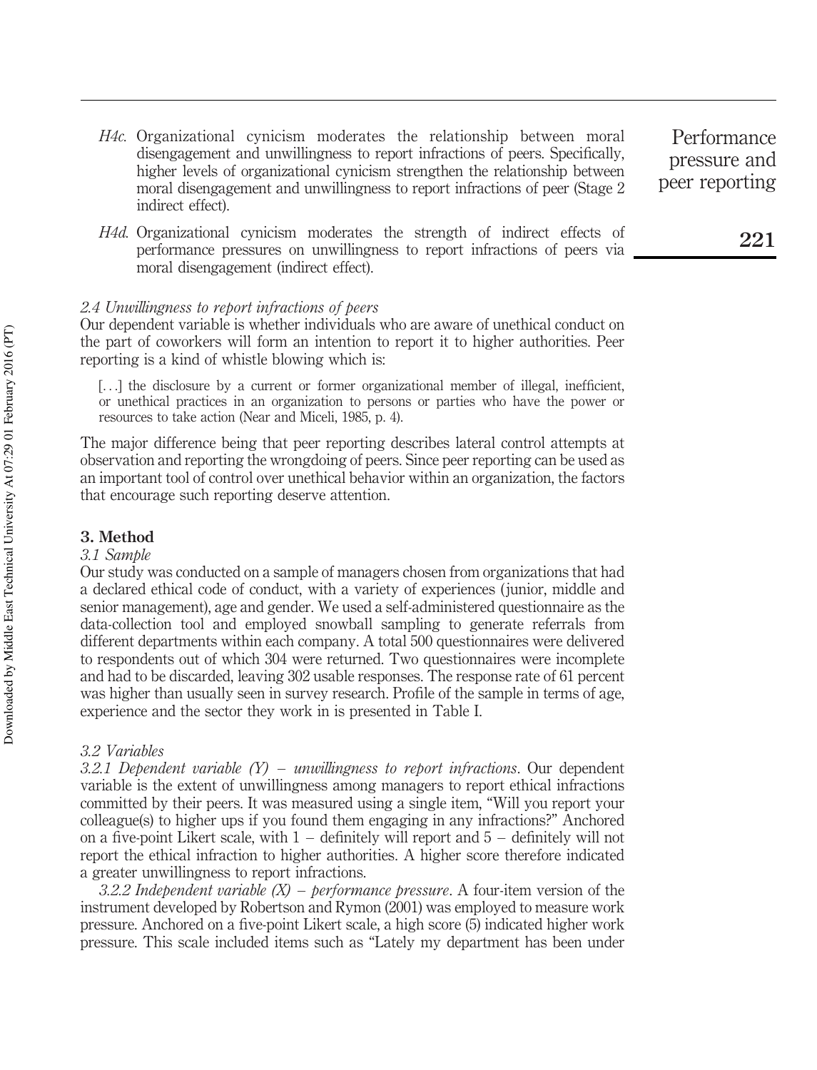*H4c*. Organizational cynicism moderates the relationship between moral disengagement and unwillingness to report infractions of peers. Specifically, higher levels of organizational cynicism strengthen the relationship between moral disengagement and unwillingness to report infractions of peer (Stage 2 indirect effect).

*H4d*. Organizational cynicism moderates the strength of indirect effects of performance pressures on unwillingness to report infractions of peers via moral disengagement (indirect effect).

*2.4 Unwillingness to report infractions of peers*

Our dependent variable is whether individuals who are aware of unethical conduct on the part of coworkers will form an intention to report it to higher authorities. Peer reporting is a kind of whistle blowing which is:

> [...] the disclosure by a current or former organizational member of illegal, inefficient, or unethical practices in an organization to persons or parties who have the power or resources to take action (Near and Miceli, 1985, p. 4).

The major difference being that peer reporting describes lateral control attempts at observation and reporting the wrongdoing of peers. Since peer reporting can be used as an important tool of control over unethical behavior within an organization, the factors that encourage such reporting deserve attention.

## 3. Method

*3.1 Sample*

Our study was conducted on a sample of managers chosen from organizations that had a declared ethical code of conduct, with a variety of experiences (junior, middle and senior management), age and gender. We used a self-administered questionnaire as the data-collection tool and employed snowball sampling to generate referrals from different departments within each company. A total 500 questionnaires were delivered to respondents out of which 304 were returned. Two questionnaires were incomplete and had to be discarded, leaving 302 usable responses. The response rate of 61 percent was higher than usually seen in survey research. Profile of the sample in terms of age, experience and the sector they work in is presented in Table I.

*3.2 Variables*

*3.2.1 Dependent variable (Y) – unwillingness to report infractions*. Our dependent variable is the extent of unwillingness among managers to report ethical infractions committed by their peers. It was measured using a single item, "Will you report your colleague(s) to higher ups if you found them engaging in any infractions?" Anchored on a five-point Likert scale, with 1 – definitely will report and 5 – definitely will not report the ethical infraction to higher authorities. A higher score therefore indicated a greater unwillingness to report infractions.

*3.2.2 Independent variable (X) – performance pressure*. A four-item version of the instrument developed by Robertson and Rymon (2001) was employed to measure work pressure. Anchored on a five-point Likert scale, a high score (5) indicated higher work pressure. This scale included items such as "Lately my department has been under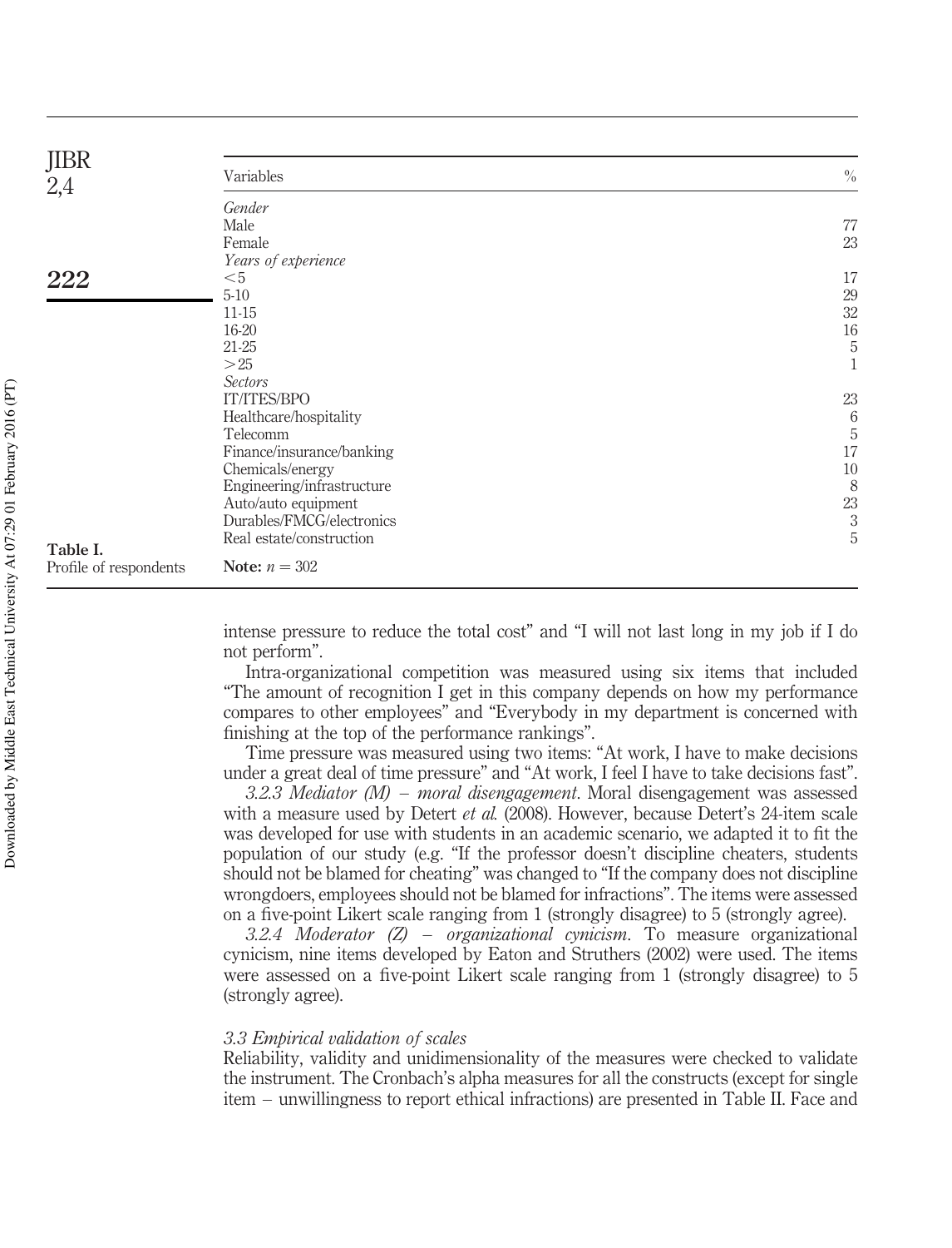| Variables | % |
|---|---|
| *Gender* | |
| Male | 77 |
| Female | 23 |
| *Years of experience* | |
| <5 | 17 |
| 5-10 | 29 |
| 11-15 | 32 |
| 16-20 | 16 |
| 21-25 | 5 |
| >25 | 1 |
| *Sectors* | |
| IT/ITES/BPO | 23 |
| Healthcare/hospitality | 6 |
| Telecomm | 5 |
| Finance/insurance/banking | 17 |
| Chemicals/energy | 10 |
| Engineering/infrastructure | 8 |
| Auto/auto equipment | 23 |
| Durables/FMCG/electronics | 3 |
| Real estate/construction | 5 |

**Note:** $n = 302$

**Table I.** Profile of respondents

intense pressure to reduce the total cost" and "I will not last long in my job if I do not perform".

Intra-organizational competition was measured using six items that included "The amount of recognition I get in this company depends on how my performance compares to other employees" and "Everybody in my department is concerned with finishing at the top of the performance rankings".

Time pressure was measured using two items: "At work, I have to make decisions under a great deal of time pressure" and "At work, I feel I have to take decisions fast".

*3.2.3 Mediator (M) – moral disengagement.* Moral disengagement was assessed with a measure used by Detert *et al.* (2008). However, because Detert's 24-item scale was developed for use with students in an academic scenario, we adapted it to fit the population of our study (e.g. "If the professor doesn't discipline cheaters, students should not be blamed for cheating" was changed to "If the company does not discipline wrongdoers, employees should not be blamed for infractions". The items were assessed on a five-point Likert scale ranging from 1 (strongly disagree) to 5 (strongly agree).

*3.2.4 Moderator (Z) – organizational cynicism.* To measure organizational cynicism, nine items developed by Eaton and Struthers (2002) were used. The items were assessed on a five-point Likert scale ranging from 1 (strongly disagree) to 5 (strongly agree).

### *3.3 Empirical validation of scales*

Reliability, validity and unidimensionality of the measures were checked to validate the instrument. The Cronbach's alpha measures for all the constructs (except for single item – unwillingness to report ethical infractions) are presented in Table II. Face and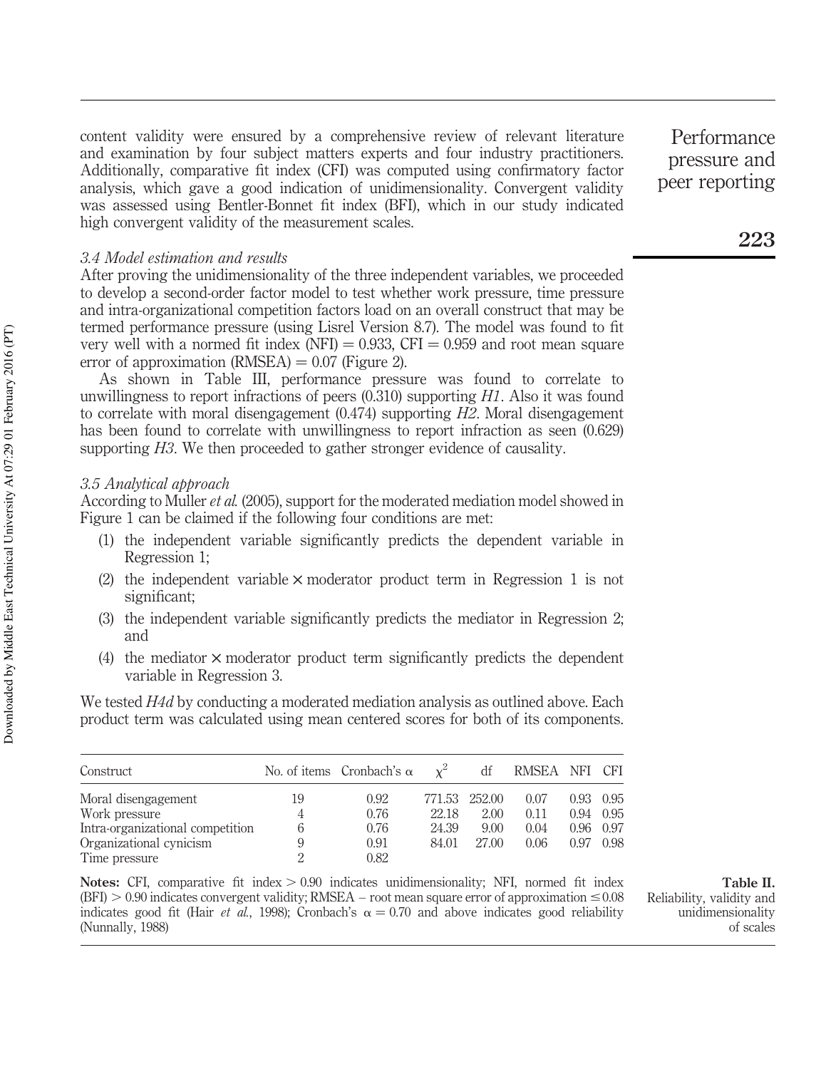content validity were ensured by a comprehensive review of relevant literature and examination by four subject matters experts and four industry practitioners. Additionally, comparative fit index (CFI) was computed using confirmatory factor analysis, which gave a good indication of unidimensionality. Convergent validity was assessed using Bentler-Bonnet fit index (BFI), which in our study indicated high convergent validity of the measurement scales.

### *3.4 Model estimation and results*

After proving the unidimensionality of the three independent variables, we proceeded to develop a second-order factor model to test whether work pressure, time pressure and intra-organizational competition factors load on an overall construct that may be termed performance pressure (using Lisrel Version 8.7). The model was found to fit very well with a normed fit index (NFI) = 0.933, CFI = 0.959 and root mean square error of approximation (RMSEA) = 0.07 (Figure 2).

As shown in Table III, performance pressure was found to correlate to unwillingness to report infractions of peers (0.310) supporting *H1*. Also it was found to correlate with moral disengagement (0.474) supporting *H2*. Moral disengagement has been found to correlate with unwillingness to report infraction as seen (0.629) supporting *H3*. We then proceeded to gather stronger evidence of causality.

### *3.5 Analytical approach*

According to Muller *et al.* (2005), support for the moderated mediation model showed in Figure 1 can be claimed if the following four conditions are met:

1. the independent variable significantly predicts the dependent variable in Regression 1;
2. the independent variable × moderator product term in Regression 1 is not significant;
3. the independent variable significantly predicts the mediator in Regression 2; and
4. the mediator × moderator product term significantly predicts the dependent variable in Regression 3.

We tested *H4d* by conducting a moderated mediation analysis as outlined above. Each product term was calculated using mean centered scores for both of its components.

| Construct | No. of items | Cronbach's α | $\chi^2$ | df | RMSEA | NFI | CFI |
|---|---|---|---|---|---|---|---|
| Moral disengagement | 19 | 0.92 | 771.53 | 252.00 | 0.07 | 0.93 | 0.95 |
| Work pressure | 4 | 0.76 | 22.18 | 2.00 | 0.11 | 0.94 | 0.95 |
| Intra-organizational competition | 6 | 0.76 | 24.39 | 9.00 | 0.04 | 0.96 | 0.97 |
| Organizational cynicism | 9 | 0.91 | 84.01 | 27.00 | 0.06 | 0.97 | 0.98 |
| Time pressure | 2 | 0.82 | | | | | |

**Notes:** CFI, comparative fit index > 0.90 indicates unidimensionality; NFI, normed fit index (BFI) > 0.90 indicates convergent validity; RMSEA – root mean square error of approximation ≤ 0.08 indicates good fit (Hair *et al.*, 1998); Cronbach's α = 0.70 and above indicates good reliability (Nunnally, 1988)

**Table II.** Reliability, validity and unidimensionality of scales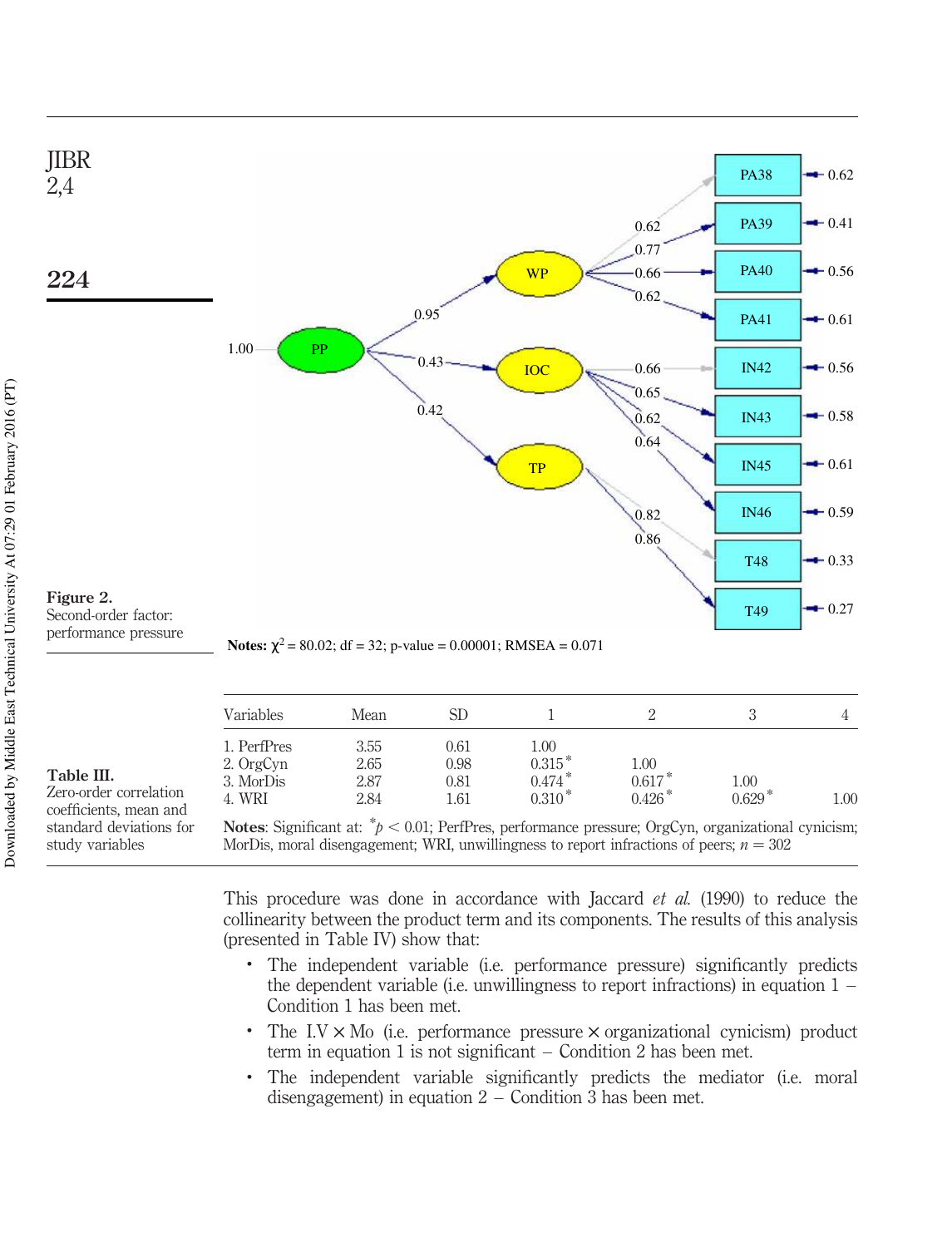**Figure 2.**
Second-order factor: performance pressure

**Notes:** $\chi^2 = 80.02$; df = 32; p-value = 0.00001; RMSEA = 0.071

**Table III.**
Zero-order correlation coefficients, mean and standard deviations for study variables

| Variables | Mean | SD | 1 | 2 | 3 | 4 |
|---|---|---|---|---|---|---|
| 1. PerfPres | 3.55 | 0.61 | 1.00 | | | |
| 2. OrgCyn | 2.65 | 0.98 | 0.315* | 1.00 | | |
| 3. MorDis | 2.87 | 0.81 | 0.474* | 0.617* | 1.00 | |
| 4. WRI | 2.84 | 1.61 | 0.310* | 0.426* | 0.629* | 1.00 |

**Notes**: Significant at: $^*p < 0.01$; PerfPres, performance pressure; OrgCyn, organizational cynicism; MorDis, moral disengagement; WRI, unwillingness to report infractions of peers; $n = 302$

This procedure was done in accordance with Jaccard *et al.* (1990) to reduce the collinearity between the product term and its components. The results of this analysis (presented in Table IV) show that:

- The independent variable (i.e. performance pressure) significantly predicts the dependent variable (i.e. unwillingness to report infractions) in equation 1 – Condition 1 has been met.
- The I.V × Mo (i.e. performance pressure × organizational cynicism) product term in equation 1 is not significant – Condition 2 has been met.
- The independent variable significantly predicts the mediator (i.e. moral disengagement) in equation 2 – Condition 3 has been met.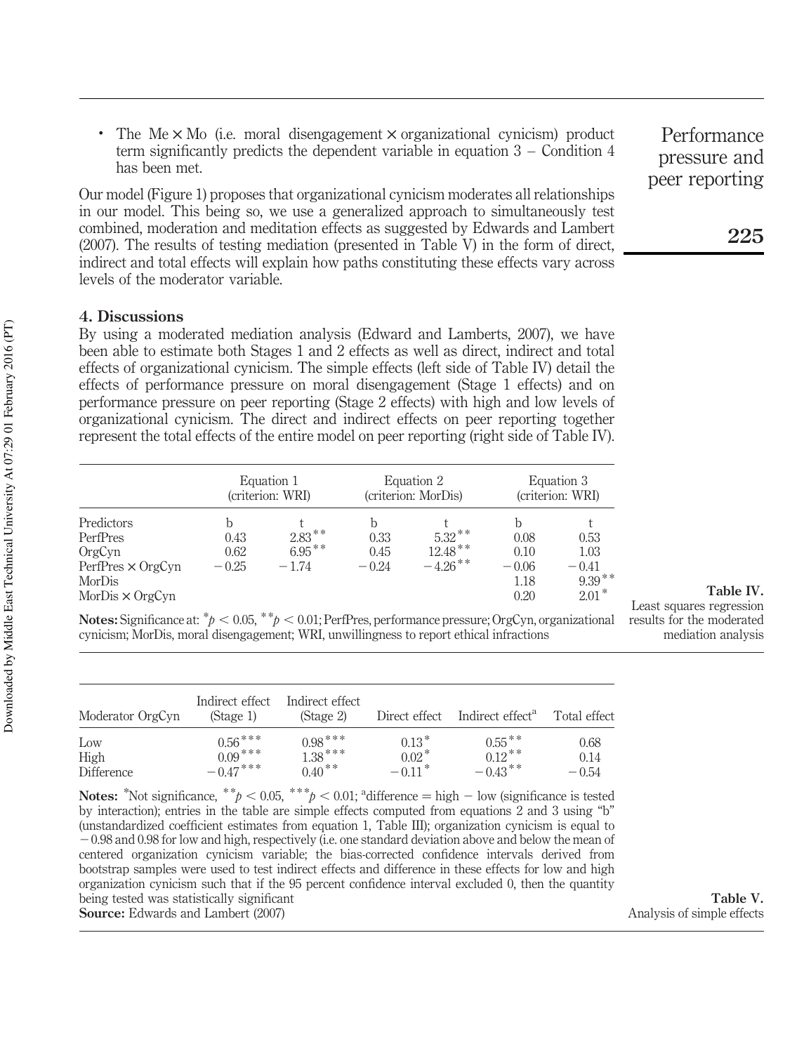- The Me × Mo (i.e. moral disengagement × organizational cynicism) product term significantly predicts the dependent variable in equation 3 – Condition 4 has been met.

Our model (Figure 1) proposes that organizational cynicism moderates all relationships in our model. This being so, we use a generalized approach to simultaneously test combined, moderation and meditation effects as suggested by Edwards and Lambert (2007). The results of testing mediation (presented in Table V) in the form of direct, indirect and total effects will explain how paths constituting these effects vary across levels of the moderator variable.

## 4. Discussions

By using a moderated mediation analysis (Edward and Lamberts, 2007), we have been able to estimate both Stages 1 and 2 effects as well as direct, indirect and total effects of organizational cynicism. The simple effects (left side of Table IV) detail the effects of performance pressure on moral disengagement (Stage 1 effects) and on performance pressure on peer reporting (Stage 2 effects) with high and low levels of organizational cynicism. The direct and indirect effects on peer reporting together represent the total effects of the entire model on peer reporting (right side of Table IV).

**Table IV.** Least squares regression results for the moderated mediation analysis

| | Equation 1 (criterion: WRI) | | Equation 2 (criterion: MorDis) | | Equation 3 (criterion: WRI) | |
|---|---|---|---|---|---|---|
| Predictors | b | t | b | t | b | t |
| PerfPres | 0.43 | 2.83** | 0.33 | 5.32** | 0.08 | 0.53 |
| OrgCyn | 0.62 | 6.95** | 0.45 | 12.48** | 0.10 | 1.03 |
| PerfPres × OrgCyn | −0.25 | −1.74 | −0.24 | −4.26** | −0.06 | −0.41 |
| MorDis | | | | | 1.18 | 9.39** |
| MorDis × OrgCyn | | | | | 0.20 | 2.01* |

**Notes:** Significance at: *$p < 0.05$, **$p < 0.01$; PerfPres, performance pressure; OrgCyn, organizational cynicism; MorDis, moral disengagement; WRI, unwillingness to report ethical infractions

**Table V.** Analysis of simple effects

| Moderator OrgCyn | Indirect effect (Stage 1) | Indirect effect (Stage 2) | Direct effect | Indirect effect[a] | Total effect |
|---|---|---|---|---|---|
| Low | 0.56*** | 0.98*** | 0.13* | 0.55** | 0.68 |
| High | 0.09*** | 1.38*** | 0.02* | 0.12** | 0.14 |
| Difference | −0.47*** | 0.40** | −0.11* | −0.43** | −0.54 |

**Notes:** *Not significance, **$p < 0.05$, ***$p < 0.01$; [a]difference = high − low (significance is tested by interaction); entries in the table are simple effects computed from equations 2 and 3 using "b" (unstandardized coefficient estimates from equation 1, Table III); organization cynicism is equal to −0.98 and 0.98 for low and high, respectively (i.e. one standard deviation above and below the mean of centered organization cynicism variable; the bias-corrected confidence intervals derived from bootstrap samples were used to test indirect effects and difference in these effects for low and high organization cynicism such that if the 95 percent confidence interval excluded 0, then the quantity being tested was statistically significant
**Source:** Edwards and Lambert (2007)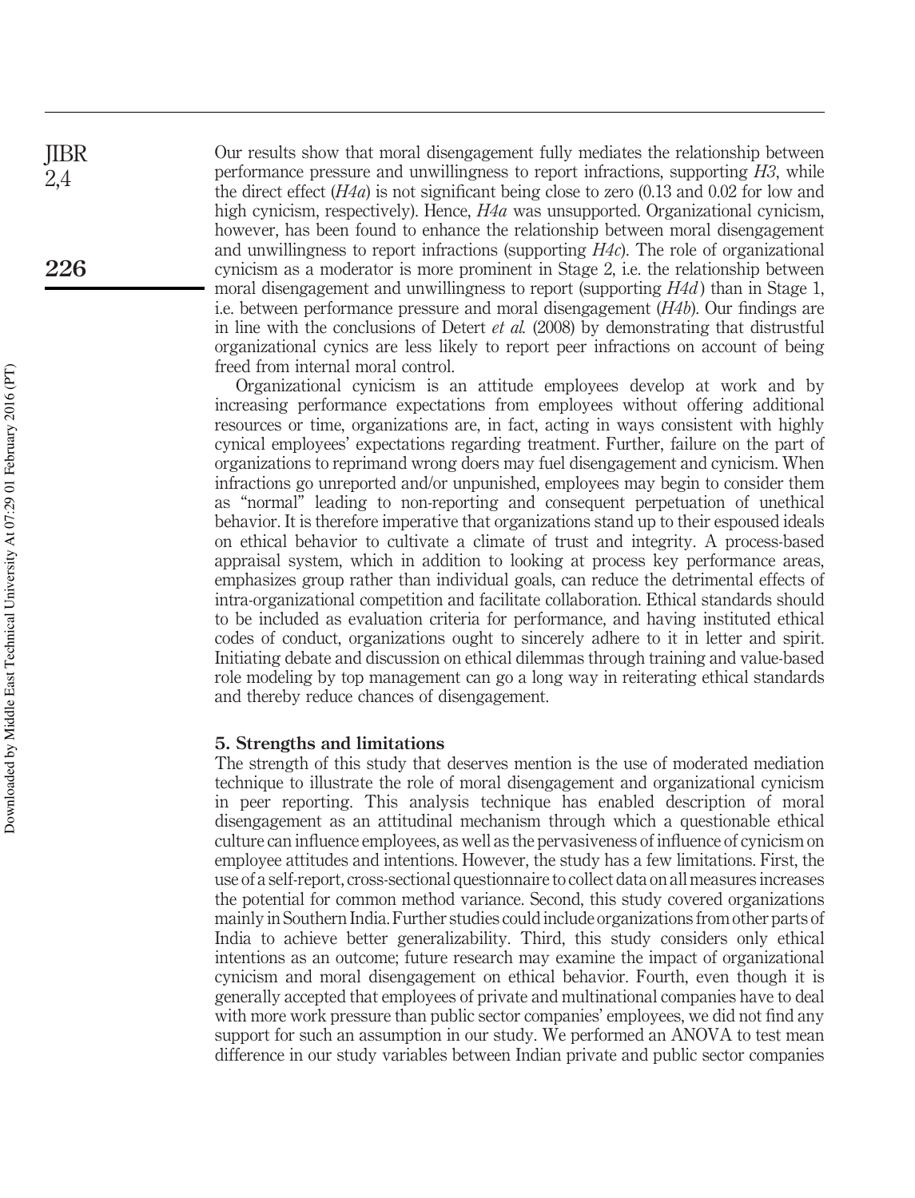Our results show that moral disengagement fully mediates the relationship between performance pressure and unwillingness to report infractions, supporting *H3*, while the direct effect (*H4a*) is not significant being close to zero (0.13 and 0.02 for low and high cynicism, respectively). Hence, *H4a* was unsupported. Organizational cynicism, however, has been found to enhance the relationship between moral disengagement and unwillingness to report infractions (supporting *H4c*). The role of organizational cynicism as a moderator is more prominent in Stage 2, i.e. the relationship between moral disengagement and unwillingness to report (supporting *H4d*) than in Stage 1, i.e. between performance pressure and moral disengagement (*H4b*). Our findings are in line with the conclusions of Detert *et al.* (2008) by demonstrating that distrustful organizational cynics are less likely to report peer infractions on account of being freed from internal moral control.

Organizational cynicism is an attitude employees develop at work and by increasing performance expectations from employees without offering additional resources or time, organizations are, in fact, acting in ways consistent with highly cynical employees' expectations regarding treatment. Further, failure on the part of organizations to reprimand wrong doers may fuel disengagement and cynicism. When infractions go unreported and/or unpunished, employees may begin to consider them as "normal" leading to non-reporting and consequent perpetuation of unethical behavior. It is therefore imperative that organizations stand up to their espoused ideals on ethical behavior to cultivate a climate of trust and integrity. A process-based appraisal system, which in addition to looking at process key performance areas, emphasizes group rather than individual goals, can reduce the detrimental effects of intra-organizational competition and facilitate collaboration. Ethical standards should to be included as evaluation criteria for performance, and having instituted ethical codes of conduct, organizations ought to sincerely adhere to it in letter and spirit. Initiating debate and discussion on ethical dilemmas through training and value-based role modeling by top management can go a long way in reiterating ethical standards and thereby reduce chances of disengagement.

## 5. Strengths and limitations

The strength of this study that deserves mention is the use of moderated mediation technique to illustrate the role of moral disengagement and organizational cynicism in peer reporting. This analysis technique has enabled description of moral disengagement as an attitudinal mechanism through which a questionable ethical culture can influence employees, as well as the pervasiveness of influence of cynicism on employee attitudes and intentions. However, the study has a few limitations. First, the use of a self-report, cross-sectional questionnaire to collect data on all measures increases the potential for common method variance. Second, this study covered organizations mainly in Southern India. Further studies could include organizations from other parts of India to achieve better generalizability. Third, this study considers only ethical intentions as an outcome; future research may examine the impact of organizational cynicism and moral disengagement on ethical behavior. Fourth, even though it is generally accepted that employees of private and multinational companies have to deal with more work pressure than public sector companies' employees, we did not find any support for such an assumption in our study. We performed an ANOVA to test mean difference in our study variables between Indian private and public sector companies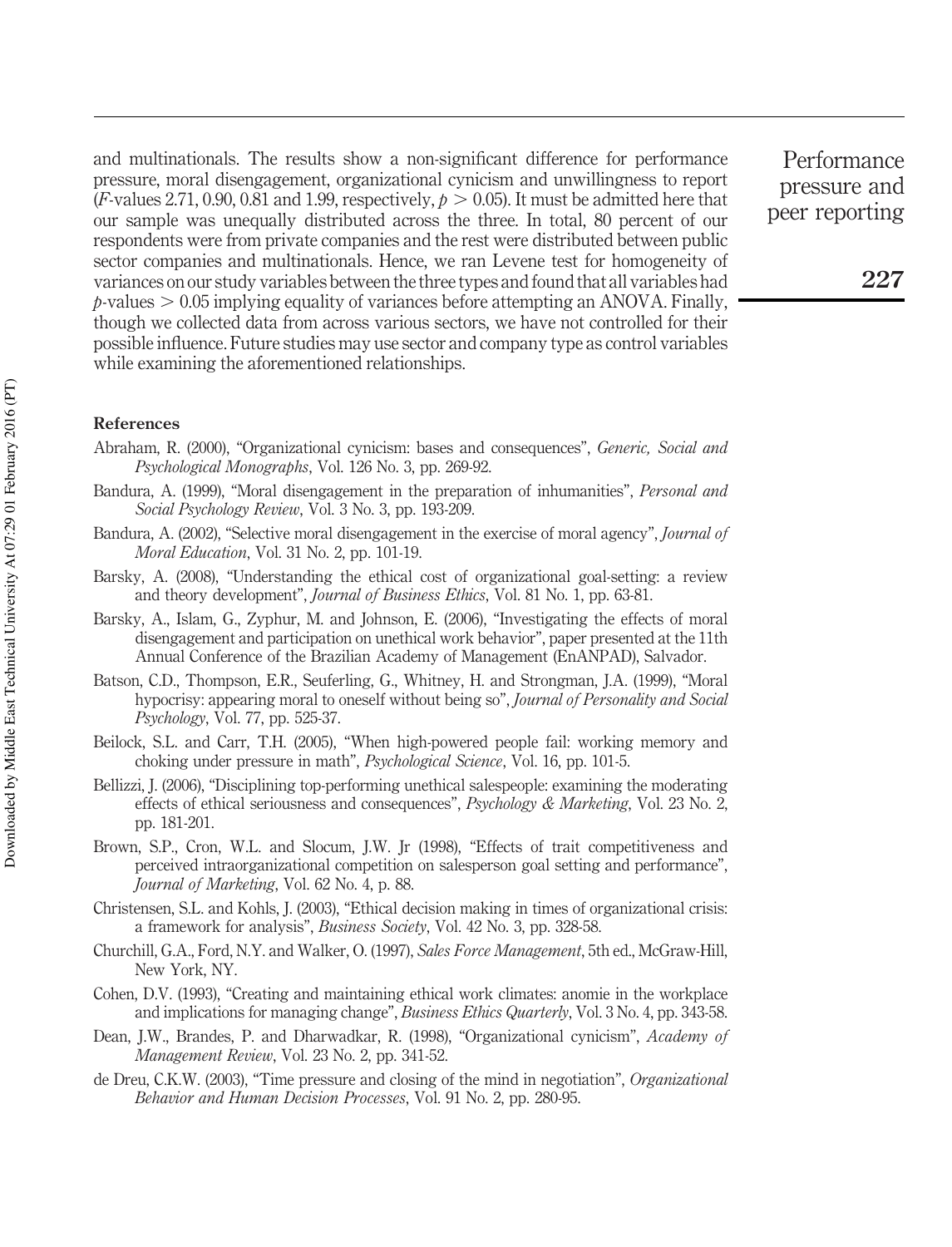and multinationals. The results show a non-significant difference for performance pressure, moral disengagement, organizational cynicism and unwillingness to report ($F$-values 2.71, 0.90, 0.81 and 1.99, respectively, $p > 0.05$). It must be admitted here that our sample was unequally distributed across the three. In total, 80 percent of our respondents were from private companies and the rest were distributed between public sector companies and multinationals. Hence, we ran Levene test for homogeneity of variances on our study variables between the three types and found that all variables had $p$-values $> 0.05$ implying equality of variances before attempting an ANOVA. Finally, though we collected data from across various sectors, we have not controlled for their possible influence. Future studies may use sector and company type as control variables while examining the aforementioned relationships.

#### References

Abraham, R. (2000), "Organizational cynicism: bases and consequences", *Generic, Social and Psychological Monographs*, Vol. 126 No. 3, pp. 269-92.

Bandura, A. (1999), "Moral disengagement in the preparation of inhumanities", *Personal and Social Psychology Review*, Vol. 3 No. 3, pp. 193-209.

Bandura, A. (2002), "Selective moral disengagement in the exercise of moral agency", *Journal of Moral Education*, Vol. 31 No. 2, pp. 101-19.

Barsky, A. (2008), "Understanding the ethical cost of organizational goal-setting: a review and theory development", *Journal of Business Ethics*, Vol. 81 No. 1, pp. 63-81.

Barsky, A., Islam, G., Zyphur, M. and Johnson, E. (2006), "Investigating the effects of moral disengagement and participation on unethical work behavior", paper presented at the 11th Annual Conference of the Brazilian Academy of Management (EnANPAD), Salvador.

Batson, C.D., Thompson, E.R., Seuferling, G., Whitney, H. and Strongman, J.A. (1999), "Moral hypocrisy: appearing moral to oneself without being so", *Journal of Personality and Social Psychology*, Vol. 77, pp. 525-37.

Beilock, S.L. and Carr, T.H. (2005), "When high-powered people fail: working memory and choking under pressure in math", *Psychological Science*, Vol. 16, pp. 101-5.

Bellizzi, J. (2006), "Disciplining top-performing unethical salespeople: examining the moderating effects of ethical seriousness and consequences", *Psychology & Marketing*, Vol. 23 No. 2, pp. 181-201.

Brown, S.P., Cron, W.L. and Slocum, J.W. Jr (1998), "Effects of trait competitiveness and perceived intraorganizational competition on salesperson goal setting and performance", *Journal of Marketing*, Vol. 62 No. 4, p. 88.

Christensen, S.L. and Kohls, J. (2003), "Ethical decision making in times of organizational crisis: a framework for analysis", *Business Society*, Vol. 42 No. 3, pp. 328-58.

Churchill, G.A., Ford, N.Y. and Walker, O. (1997), *Sales Force Management*, 5th ed., McGraw-Hill, New York, NY.

Cohen, D.V. (1993), "Creating and maintaining ethical work climates: anomie in the workplace and implications for managing change", *Business Ethics Quarterly*, Vol. 3 No. 4, pp. 343-58.

Dean, J.W., Brandes, P. and Dharwadkar, R. (1998), "Organizational cynicism", *Academy of Management Review*, Vol. 23 No. 2, pp. 341-52.

de Dreu, C.K.W. (2003), "Time pressure and closing of the mind in negotiation", *Organizational Behavior and Human Decision Processes*, Vol. 91 No. 2, pp. 280-95.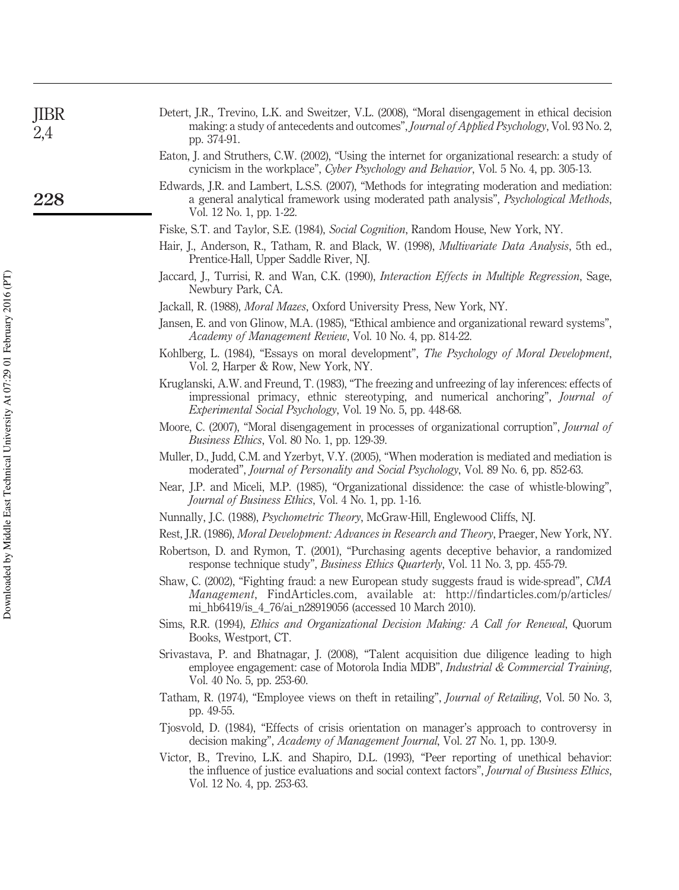Detert, J.R., Trevino, L.K. and Sweitzer, V.L. (2008), "Moral disengagement in ethical decision making: a study of antecedents and outcomes", *Journal of Applied Psychology*, Vol. 93 No. 2, pp. 374-91.

Eaton, J. and Struthers, C.W. (2002), "Using the internet for organizational research: a study of cynicism in the workplace", *Cyber Psychology and Behavior*, Vol. 5 No. 4, pp. 305-13.

Edwards, J.R. and Lambert, L.S.S. (2007), "Methods for integrating moderation and mediation: a general analytical framework using moderated path analysis", *Psychological Methods*, Vol. 12 No. 1, pp. 1-22.

Fiske, S.T. and Taylor, S.E. (1984), *Social Cognition*, Random House, New York, NY.

Hair, J., Anderson, R., Tatham, R. and Black, W. (1998), *Multivariate Data Analysis*, 5th ed., Prentice-Hall, Upper Saddle River, NJ.

Jaccard, J., Turrisi, R. and Wan, C.K. (1990), *Interaction Effects in Multiple Regression*, Sage, Newbury Park, CA.

Jackall, R. (1988), *Moral Mazes*, Oxford University Press, New York, NY.

Jansen, E. and von Glinow, M.A. (1985), "Ethical ambience and organizational reward systems", *Academy of Management Review*, Vol. 10 No. 4, pp. 814-22.

Kohlberg, L. (1984), "Essays on moral development", *The Psychology of Moral Development*, Vol. 2, Harper & Row, New York, NY.

Kruglanski, A.W. and Freund, T. (1983), "The freezing and unfreezing of lay inferences: effects of impressional primacy, ethnic stereotyping, and numerical anchoring", *Journal of Experimental Social Psychology*, Vol. 19 No. 5, pp. 448-68.

Moore, C. (2007), "Moral disengagement in processes of organizational corruption", *Journal of Business Ethics*, Vol. 80 No. 1, pp. 129-39.

Muller, D., Judd, C.M. and Yzerbyt, V.Y. (2005), "When moderation is mediated and mediation is moderated", *Journal of Personality and Social Psychology*, Vol. 89 No. 6, pp. 852-63.

Near, J.P. and Miceli, M.P. (1985), "Organizational dissidence: the case of whistle-blowing", *Journal of Business Ethics*, Vol. 4 No. 1, pp. 1-16.

Nunnally, J.C. (1988), *Psychometric Theory*, McGraw-Hill, Englewood Cliffs, NJ.

Rest, J.R. (1986), *Moral Development: Advances in Research and Theory*, Praeger, New York, NY.

Robertson, D. and Rymon, T. (2001), "Purchasing agents deceptive behavior, a randomized response technique study", *Business Ethics Quarterly*, Vol. 11 No. 3, pp. 455-79.

Shaw, C. (2002), "Fighting fraud: a new European study suggests fraud is wide-spread", *CMA Management*, FindArticles.com, available at: http://findarticles.com/p/articles/mi_hb6419/is_4_76/ai_n28919056 (accessed 10 March 2010).

Sims, R.R. (1994), *Ethics and Organizational Decision Making: A Call for Renewal*, Quorum Books, Westport, CT.

Srivastava, P. and Bhatnagar, J. (2008), "Talent acquisition due diligence leading to high employee engagement: case of Motorola India MDB", *Industrial & Commercial Training*, Vol. 40 No. 5, pp. 253-60.

Tatham, R. (1974), "Employee views on theft in retailing", *Journal of Retailing*, Vol. 50 No. 3, pp. 49-55.

Tjosvold, D. (1984), "Effects of crisis orientation on manager's approach to controversy in decision making", *Academy of Management Journal*, Vol. 27 No. 1, pp. 130-9.

Victor, B., Trevino, L.K. and Shapiro, D.L. (1993), "Peer reporting of unethical behavior: the influence of justice evaluations and social context factors", *Journal of Business Ethics*, Vol. 12 No. 4, pp. 253-63.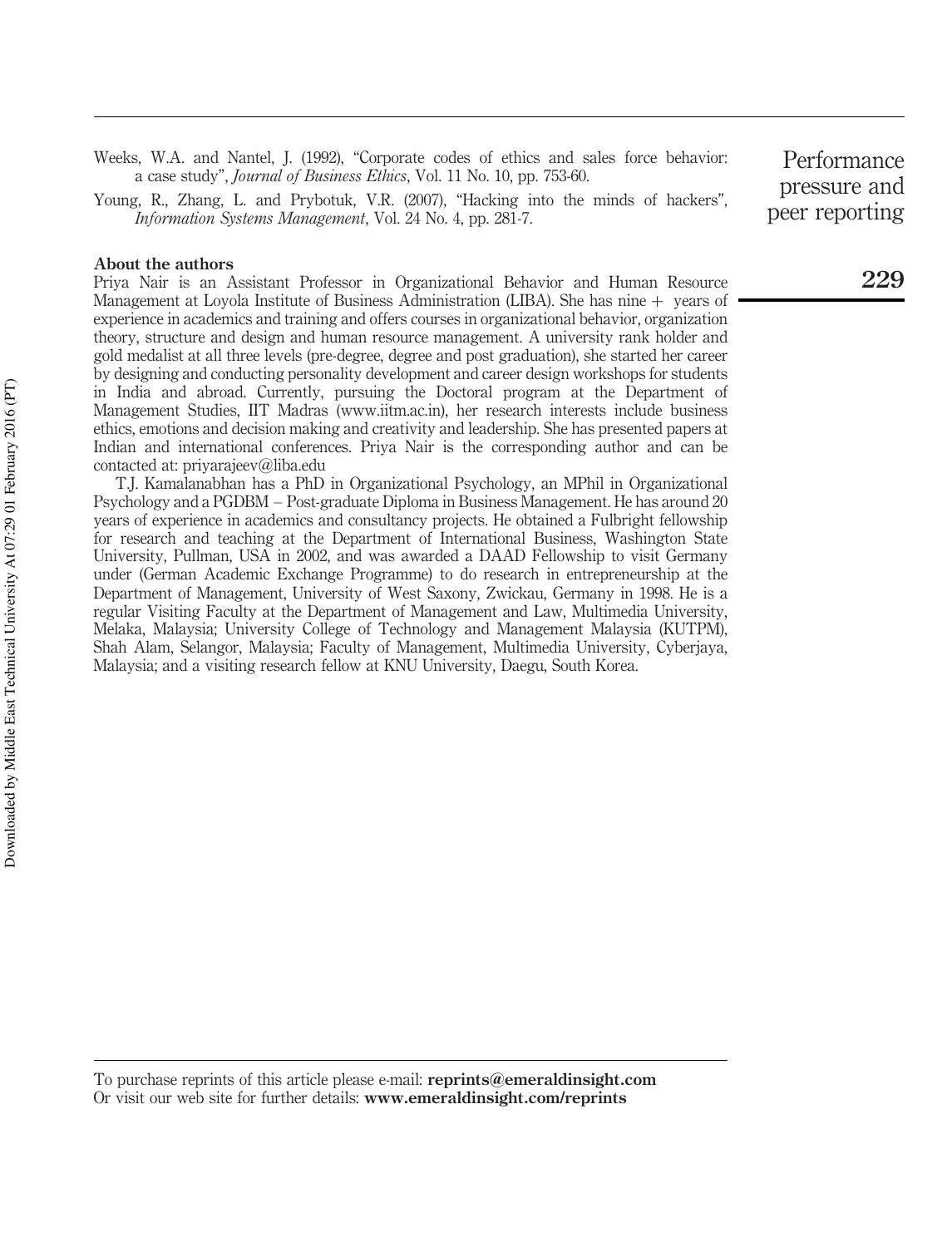Weeks, W.A. and Nantel, J. (1992), "Corporate codes of ethics and sales force behavior: a case study", *Journal of Business Ethics*, Vol. 11 No. 10, pp. 753-60.

Young, R., Zhang, L. and Prybotuk, V.R. (2007), "Hacking into the minds of hackers", *Information Systems Management*, Vol. 24 No. 4, pp. 281-7.

**About the authors**

Priya Nair is an Assistant Professor in Organizational Behavior and Human Resource Management at Loyola Institute of Business Administration (LIBA). She has nine + years of experience in academics and training and offers courses in organizational behavior, organization theory, structure and design and human resource management. A university rank holder and gold medalist at all three levels (pre-degree, degree and post graduation), she started her career by designing and conducting personality development and career design workshops for students in India and abroad. Currently, pursuing the Doctoral program at the Department of Management Studies, IIT Madras (www.iitm.ac.in), her research interests include business ethics, emotions and decision making and creativity and leadership. She has presented papers at Indian and international conferences. Priya Nair is the corresponding author and can be contacted at: priyarajeev@liba.edu

T.J. Kamalanabhan has a PhD in Organizational Psychology, an MPhil in Organizational Psychology and a PGDBM – Post-graduate Diploma in Business Management. He has around 20 years of experience in academics and consultancy projects. He obtained a Fulbright fellowship for research and teaching at the Department of International Business, Washington State University, Pullman, USA in 2002, and was awarded a DAAD Fellowship to visit Germany under (German Academic Exchange Programme) to do research in entrepreneurship at the Department of Management, University of West Saxony, Zwickau, Germany in 1998. He is a regular Visiting Faculty at the Department of Management and Law, Multimedia University, Melaka, Malaysia; University College of Technology and Management Malaysia (KUTPM), Shah Alam, Selangor, Malaysia; Faculty of Management, Multimedia University, Cyberjaya, Malaysia; and a visiting research fellow at KNU University, Daegu, South Korea.

To purchase reprints of this article please e-mail: **reprints@emeraldinsight.com**
Or visit our web site for further details: **www.emeraldinsight.com/reprints**